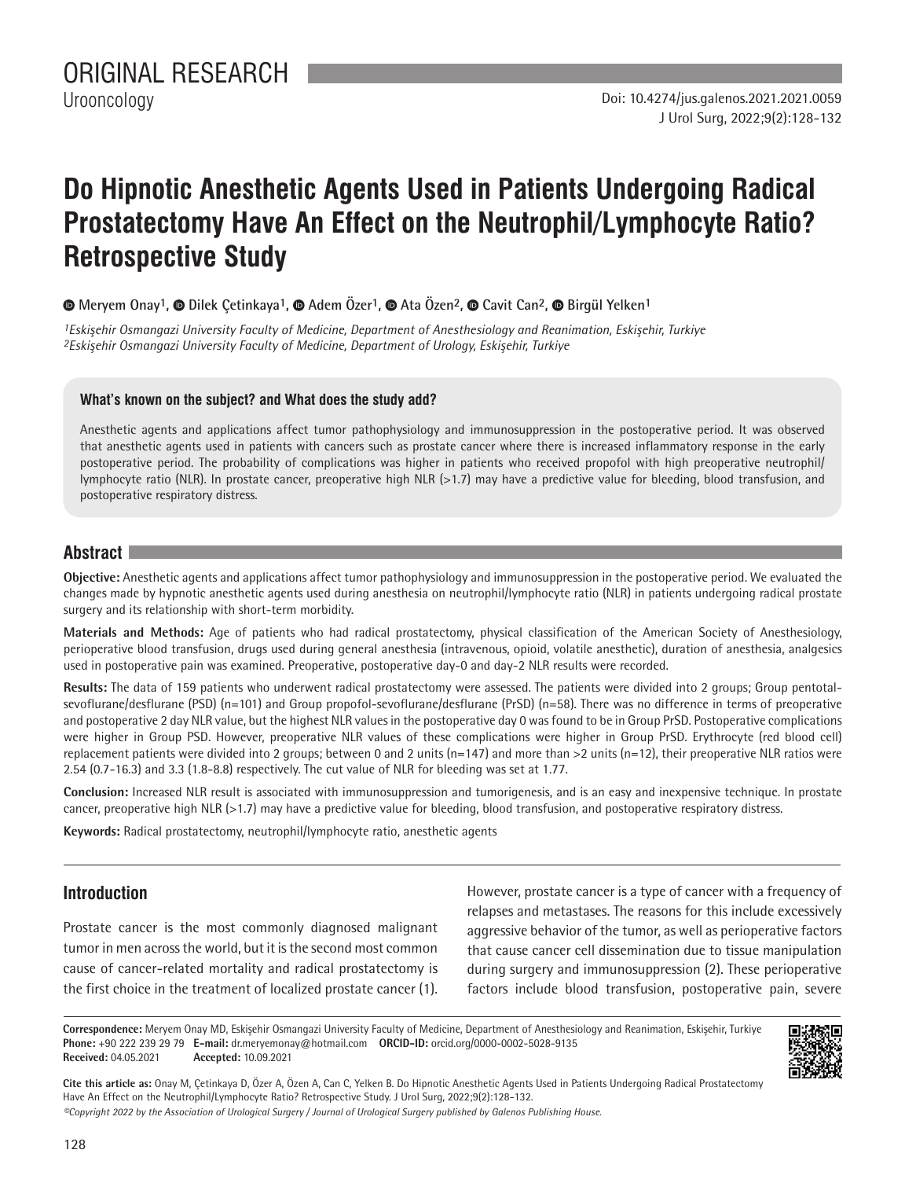ORIGINAL RESEARCH

Urooncology

Doi: 10.4274/jus.galenos.2021.2021.0059

# Do Hipnotic Anesthetic Agents Used in Patients Undergoing Radical Prostatectomy Have An Effect on the Neutrophil/Lymphocyte Ratio? Retrospective Study

**Meryem Onay[1], Dilek Çetinkaya[1], Adem Özer[1], Ata Özen[2], Cavit Can[2], Birgül Yelken[1]**

[1]*Eskişehir Osmangazi University Faculty of Medicine, Department of Anesthesiology and Reanimation, Eskişehir, Turkiye*
[2]*Eskişehir Osmangazi University Faculty of Medicine, Department of Urology, Eskişehir, Turkiye*

### What's known on the subject? and What does the study add?

Anesthetic agents and applications affect tumor pathophysiology and immunosuppression in the postoperative period. It was observed that anesthetic agents used in patients with cancers such as prostate cancer where there is increased inflammatory response in the early postoperative period. The probability of complications was higher in patients who received propofol with high preoperative neutrophil/lymphocyte ratio (NLR). In prostate cancer, preoperative high NLR (>1.7) may have a predictive value for bleeding, blood transfusion, and postoperative respiratory distress.

## Abstract

**Objective:** Anesthetic agents and applications affect tumor pathophysiology and immunosuppression in the postoperative period. We evaluated the changes made by hypnotic anesthetic agents used during anesthesia on neutrophil/lymphocyte ratio (NLR) in patients undergoing radical prostate surgery and its relationship with short-term morbidity.

**Materials and Methods:** Age of patients who had radical prostatectomy, physical classification of the American Society of Anesthesiology, perioperative blood transfusion, drugs used during general anesthesia (intravenous, opioid, volatile anesthetic), duration of anesthesia, analgesics used in postoperative pain was examined. Preoperative, postoperative day-0 and day-2 NLR results were recorded.

**Results:** The data of 159 patients who underwent radical prostatectomy were assessed. The patients were divided into 2 groups; Group pentotal-sevoflurane/desflurane (PSD) (n=101) and Group propofol-sevoflurane/desflurane (PrSD) (n=58). There was no difference in terms of preoperative and postoperative 2 day NLR value, but the highest NLR values in the postoperative day 0 was found to be in Group PrSD. Postoperative complications were higher in Group PSD. However, preoperative NLR values of these complications were higher in Group PrSD. Erythrocyte (red blood cell) replacement patients were divided into 2 groups; between 0 and 2 units (n=147) and more than >2 units (n=12), their preoperative NLR ratios were 2.54 (0.7-16.3) and 3.3 (1.8-8.8) respectively. The cut value of NLR for bleeding was set at 1.77.

**Conclusion:** Increased NLR result is associated with immunosuppression and tumorigenesis, and is an easy and inexpensive technique. In prostate cancer, preoperative high NLR (>1.7) may have a predictive value for bleeding, blood transfusion, and postoperative respiratory distress.

**Keywords:** Radical prostatectomy, neutrophil/lymphocyte ratio, anesthetic agents

## Introduction

Prostate cancer is the most commonly diagnosed malignant tumor in men across the world, but it is the second most common cause of cancer-related mortality and radical prostatectomy is the first choice in the treatment of localized prostate cancer (1). However, prostate cancer is a type of cancer with a frequency of relapses and metastases. The reasons for this include excessively aggressive behavior of the tumor, as well as perioperative factors that cause cancer cell dissemination due to tissue manipulation during surgery and immunosuppression (2). These perioperative factors include blood transfusion, postoperative pain, severe

**Correspondence:** Meryem Onay MD, Eskişehir Osmangazi University Faculty of Medicine, Department of Anesthesiology and Reanimation, Eskişehir, Turkiye
**Phone:** +90 222 239 29 79 **E-mail:** dr.meryemonay@hotmail.com **ORCID-ID:** orcid.org/0000-0002-5028-9135
**Received:** 04.05.2021 **Accepted:** 10.09.2021

**Cite this article as:** Onay M, Çetinkaya D, Özer A, Özen A, Can C, Yelken B. Do Hipnotic Anesthetic Agents Used in Patients Undergoing Radical Prostatectomy Have An Effect on the Neutrophil/Lymphocyte Ratio? Retrospective Study. J Urol Surg, 2022;9(2):128-132.

*©Copyright 2022 by the Association of Urological Surgery / Journal of Urological Surgery published by Galenos Publishing House.*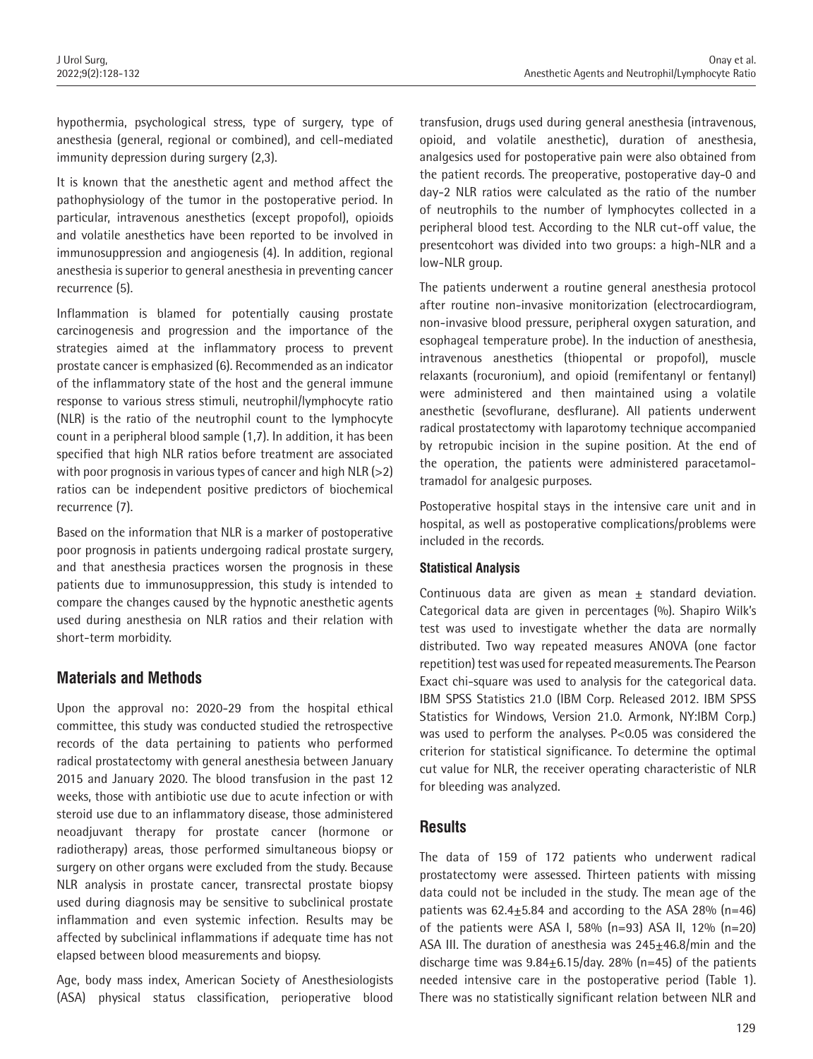hypothermia, psychological stress, type of surgery, type of anesthesia (general, regional or combined), and cell-mediated immunity depression during surgery (2,3).

It is known that the anesthetic agent and method affect the pathophysiology of the tumor in the postoperative period. In particular, intravenous anesthetics (except propofol), opioids and volatile anesthetics have been reported to be involved in immunosuppression and angiogenesis (4). In addition, regional anesthesia is superior to general anesthesia in preventing cancer recurrence (5).

Inflammation is blamed for potentially causing prostate carcinogenesis and progression and the importance of the strategies aimed at the inflammatory process to prevent prostate cancer is emphasized (6). Recommended as an indicator of the inflammatory state of the host and the general immune response to various stress stimuli, neutrophil/lymphocyte ratio (NLR) is the ratio of the neutrophil count to the lymphocyte count in a peripheral blood sample (1,7). In addition, it has been specified that high NLR ratios before treatment are associated with poor prognosis in various types of cancer and high NLR (>2) ratios can be independent positive predictors of biochemical recurrence (7).

Based on the information that NLR is a marker of postoperative poor prognosis in patients undergoing radical prostate surgery, and that anesthesia practices worsen the prognosis in these patients due to immunosuppression, this study is intended to compare the changes caused by the hypnotic anesthetic agents used during anesthesia on NLR ratios and their relation with short-term morbidity.

## Materials and Methods

Upon the approval no: 2020-29 from the hospital ethical committee, this study was conducted studied the retrospective records of the data pertaining to patients who performed radical prostatectomy with general anesthesia between January 2015 and January 2020. The blood transfusion in the past 12 weeks, those with antibiotic use due to acute infection or with steroid use due to an inflammatory disease, those administered neoadjuvant therapy for prostate cancer (hormone or radiotherapy) areas, those performed simultaneous biopsy or surgery on other organs were excluded from the study. Because NLR analysis in prostate cancer, transrectal prostate biopsy used during diagnosis may be sensitive to subclinical prostate inflammation and even systemic infection. Results may be affected by subclinical inflammations if adequate time has not elapsed between blood measurements and biopsy.

Age, body mass index, American Society of Anesthesiologists (ASA) physical status classification, perioperative blood transfusion, drugs used during general anesthesia (intravenous, opioid, and volatile anesthetic), duration of anesthesia, analgesics used for postoperative pain were also obtained from the patient records. The preoperative, postoperative day-0 and day-2 NLR ratios were calculated as the ratio of the number of neutrophils to the number of lymphocytes collected in a peripheral blood test. According to the NLR cut-off value, the presentcohort was divided into two groups: a high-NLR and a low-NLR group.

The patients underwent a routine general anesthesia protocol after routine non-invasive monitorization (electrocardiogram, non-invasive blood pressure, peripheral oxygen saturation, and esophageal temperature probe). In the induction of anesthesia, intravenous anesthetics (thiopental or propofol), muscle relaxants (rocuronium), and opioid (remifentanyl or fentanyl) were administered and then maintained using a volatile anesthetic (sevoflurane, desflurane). All patients underwent radical prostatectomy with laparotomy technique accompanied by retropubic incision in the supine position. At the end of the operation, the patients were administered paracetamol-tramadol for analgesic purposes.

Postoperative hospital stays in the intensive care unit and in hospital, as well as postoperative complications/problems were included in the records.

### Statistical Analysis

Continuous data are given as mean ± standard deviation. Categorical data are given in percentages (%). Shapiro Wilk's test was used to investigate whether the data are normally distributed. Two way repeated measures ANOVA (one factor repetition) test was used for repeated measurements. The Pearson Exact chi-square was used to analysis for the categorical data. IBM SPSS Statistics 21.0 (IBM Corp. Released 2012. IBM SPSS Statistics for Windows, Version 21.0. Armonk, NY:IBM Corp.) was used to perform the analyses. $P<0.05$ was considered the criterion for statistical significance. To determine the optimal cut value for NLR, the receiver operating characteristic of NLR for bleeding was analyzed.

## Results

The data of 159 of 172 patients who underwent radical prostatectomy were assessed. Thirteen patients with missing data could not be included in the study. The mean age of the patients was 62.4±5.84 and according to the ASA 28% (n=46) of the patients were ASA I, 58% (n=93) ASA II, 12% (n=20) ASA III. The duration of anesthesia was 245±46.8/min and the discharge time was 9.84±6.15/day. 28% (n=45) of the patients needed intensive care in the postoperative period (Table 1). There was no statistically significant relation between NLR and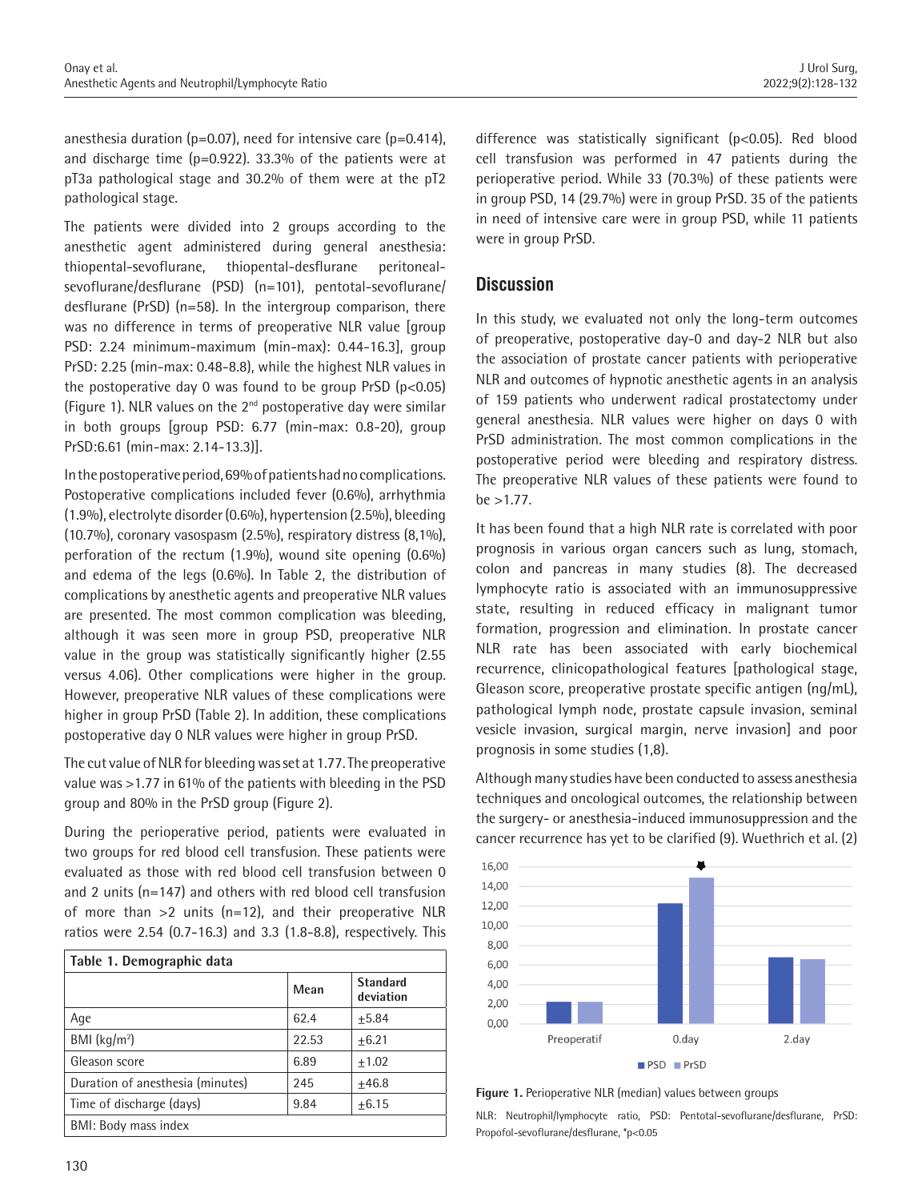anesthesia duration (p=0.07), need for intensive care (p=0.414), and discharge time (p=0.922). 33.3% of the patients were at pT3a pathological stage and 30.2% of them were at the pT2 pathological stage.

The patients were divided into 2 groups according to the anesthetic agent administered during general anesthesia: thiopental-sevoflurane, thiopental-desflurane peritoneal-sevoflurane/desflurane (PSD) (n=101), pentotal-sevoflurane/desflurane (PrSD) (n=58). In the intergroup comparison, there was no difference in terms of preoperative NLR value [group PSD: 2.24 minimum-maximum (min-max): 0.44-16.3], group PrSD: 2.25 (min-max: 0.48-8.8), while the highest NLR values in the postoperative day 0 was found to be group PrSD (p<0.05) (Figure 1). NLR values on the 2nd postoperative day were similar in both groups [group PSD: 6.77 (min-max: 0.8-20), group PrSD:6.61 (min-max: 2.14-13.3)].

In the postoperative period, 69% of patients had no complications. Postoperative complications included fever (0.6%), arrhythmia (1.9%), electrolyte disorder (0.6%), hypertension (2.5%), bleeding (10.7%), coronary vasospasm (2.5%), respiratory distress (8,1%), perforation of the rectum (1.9%), wound site opening (0.6%) and edema of the legs (0.6%). In Table 2, the distribution of complications by anesthetic agents and preoperative NLR values are presented. The most common complication was bleeding, although it was seen more in group PSD, preoperative NLR value in the group was statistically significantly higher (2.55 versus 4.06). Other complications were higher in the group. However, preoperative NLR values of these complications were higher in group PrSD (Table 2). In addition, these complications postoperative day 0 NLR values were higher in group PrSD.

The cut value of NLR for bleeding was set at 1.77. The preoperative value was >1.77 in 61% of the patients with bleeding in the PSD group and 80% in the PrSD group (Figure 2).

During the perioperative period, patients were evaluated in two groups for red blood cell transfusion. These patients were evaluated as those with red blood cell transfusion between 0 and 2 units (n=147) and others with red blood cell transfusion of more than >2 units (n=12), and their preoperative NLR ratios were 2.54 (0.7-16.3) and 3.3 (1.8-8.8), respectively. This difference was statistically significant (p<0.05). Red blood cell transfusion was performed in 47 patients during the perioperative period. While 33 (70.3%) of these patients were in group PSD, 14 (29.7%) were in group PrSD. 35 of the patients in need of intensive care were in group PSD, while 11 patients were in group PrSD.

| **Table 1. Demographic data** | | |
|---|---|---|
| | **Mean** | **Standard deviation** |
| Age | 62.4 | ±5.84 |
| BMI (kg/m²) | 22.53 | ±6.21 |
| Gleason score | 6.89 | ±1.02 |
| Duration of anesthesia (minutes) | 245 | ±46.8 |
| Time of discharge (days) | 9.84 | ±6.15 |
| BMI: Body mass index | | |

## Discussion

In this study, we evaluated not only the long-term outcomes of preoperative, postoperative day-0 and day-2 NLR but also the association of prostate cancer patients with perioperative NLR and outcomes of hypnotic anesthetic agents in an analysis of 159 patients who underwent radical prostatectomy under general anesthesia. NLR values were higher on days 0 with PrSD administration. The most common complications in the postoperative period were bleeding and respiratory distress. The preoperative NLR values of these patients were found to be >1.77.

It has been found that a high NLR rate is correlated with poor prognosis in various organ cancers such as lung, stomach, colon and pancreas in many studies (8). The decreased lymphocyte ratio is associated with an immunosuppressive state, resulting in reduced efficacy in malignant tumor formation, progression and elimination. In prostate cancer NLR rate has been associated with early biochemical recurrence, clinicopathological features [pathological stage, Gleason score, preoperative prostate specific antigen (ng/mL), pathological lymph node, prostate capsule invasion, seminal vesicle invasion, surgical margin, nerve invasion] and poor prognosis in some studies (1,8).

Although many studies have been conducted to assess anesthesia techniques and oncological outcomes, the relationship between the surgery- or anesthesia-induced immunosuppression and the cancer recurrence has yet to be clarified (9). Wuethrich et al. (2)

**Figure 1.** Perioperative NLR (median) values between groups

NLR: Neutrophil/lymphocyte ratio, PSD: Pentotal-sevoflurane/desflurane, PrSD: Propofol-sevoflurane/desflurane, *p<0.05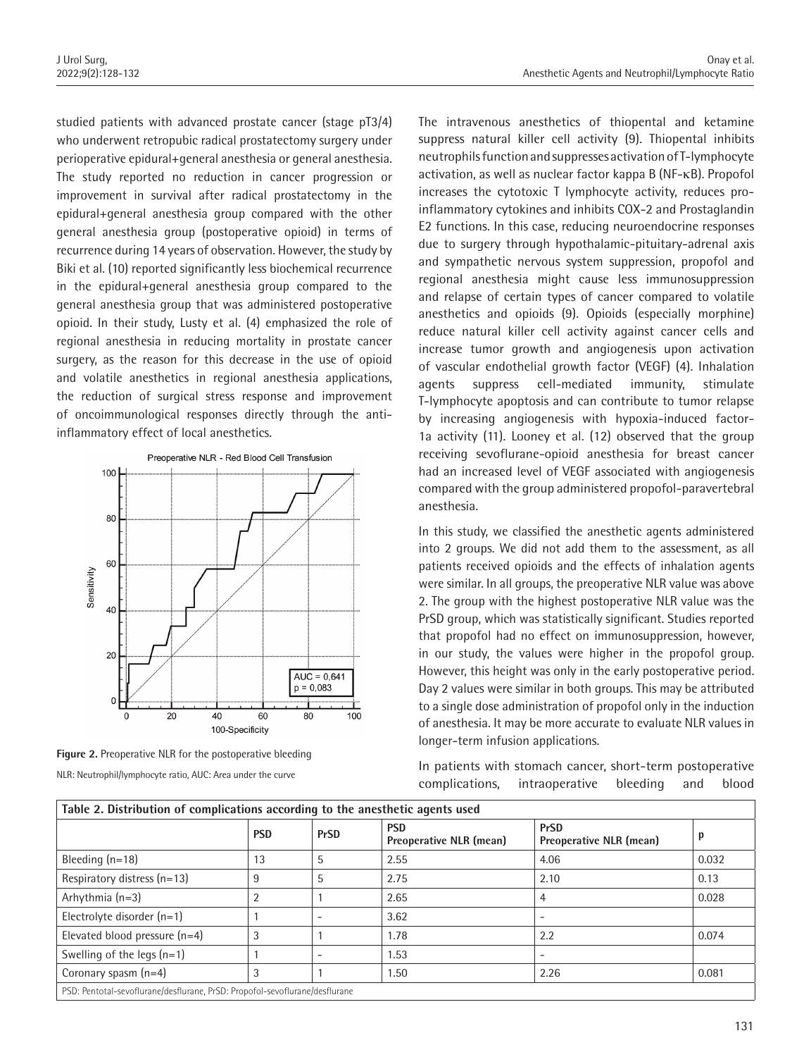studied patients with advanced prostate cancer (stage pT3/4) who underwent retropubic radical prostatectomy surgery under perioperative epidural+general anesthesia or general anesthesia. The study reported no reduction in cancer progression or improvement in survival after radical prostatectomy in the epidural+general anesthesia group compared with the other general anesthesia group (postoperative opioid) in terms of recurrence during 14 years of observation. However, the study by Biki et al. (10) reported significantly less biochemical recurrence in the epidural+general anesthesia group compared to the general anesthesia group that was administered postoperative opioid. In their study, Lusty et al. (4) emphasized the role of regional anesthesia in reducing mortality in prostate cancer surgery, as the reason for this decrease in the use of opioid and volatile anesthetics in regional anesthesia applications, the reduction of surgical stress response and improvement of oncoimmunological responses directly through the anti-inflammatory effect of local anesthetics.

**Figure 2.** Preoperative NLR for the postoperative bleeding

NLR: Neutrophil/lymphocyte ratio, AUC: Area under the curve

The intravenous anesthetics of thiopental and ketamine suppress natural killer cell activity (9). Thiopental inhibits neutrophils function and suppresses activation of T-lymphocyte activation, as well as nuclear factor kappa B (NF-κB). Propofol increases the cytotoxic T lymphocyte activity, reduces pro-inflammatory cytokines and inhibits COX-2 and Prostaglandin E2 functions. In this case, reducing neuroendocrine responses due to surgery through hypothalamic-pituitary-adrenal axis and sympathetic nervous system suppression, propofol and regional anesthesia might cause less immunosuppression and relapse of certain types of cancer compared to volatile anesthetics and opioids (9). Opioids (especially morphine) reduce natural killer cell activity against cancer cells and increase tumor growth and angiogenesis upon activation of vascular endothelial growth factor (VEGF) (4). Inhalation agents suppress cell-mediated immunity, stimulate T-lymphocyte apoptosis and can contribute to tumor relapse by increasing angiogenesis with hypoxia-induced factor-1a activity (11). Looney et al. (12) observed that the group receiving sevoflurane-opioid anesthesia for breast cancer had an increased level of VEGF associated with angiogenesis compared with the group administered propofol-paravertebral anesthesia.

In this study, we classified the anesthetic agents administered into 2 groups. We did not add them to the assessment, as all patients received opioids and the effects of inhalation agents were similar. In all groups, the preoperative NLR value was above 2. The group with the highest postoperative NLR value was the PrSD group, which was statistically significant. Studies reported that propofol had no effect on immunosuppression, however, in our study, the values were higher in the propofol group. However, this height was only in the early postoperative period. Day 2 values were similar in both groups. This may be attributed to a single dose administration of propofol only in the induction of anesthesia. It may be more accurate to evaluate NLR values in longer-term infusion applications.

In patients with stomach cancer, short-term postoperative complications, intraoperative bleeding and blood

**Table 2. Distribution of complications according to the anesthetic agents used**

| | PSD | PrSD | PSD Preoperative NLR (mean) | PrSD Preoperative NLR (mean) | p |
|---|---|---|---|---|---|
| Bleeding (n=18) | 13 | 5 | 2.55 | 4.06 | 0.032 |
| Respiratory distress (n=13) | 9 | 5 | 2.75 | 2.10 | 0.13 |
| Arhythmia (n=3) | 2 | 1 | 2.65 | 4 | 0.028 |
| Electrolyte disorder (n=1) | 1 | - | 3.62 | - | |
| Elevated blood pressure (n=4) | 3 | 1 | 1.78 | 2.2 | 0.074 |
| Swelling of the legs (n=1) | 1 | - | 1.53 | - | |
| Coronary spasm (n=4) | 3 | 1 | 1.50 | 2.26 | 0.081 |

PSD: Pentotal-sevoflurane/desflurane, PrSD: Propofol-sevoflurane/desflurane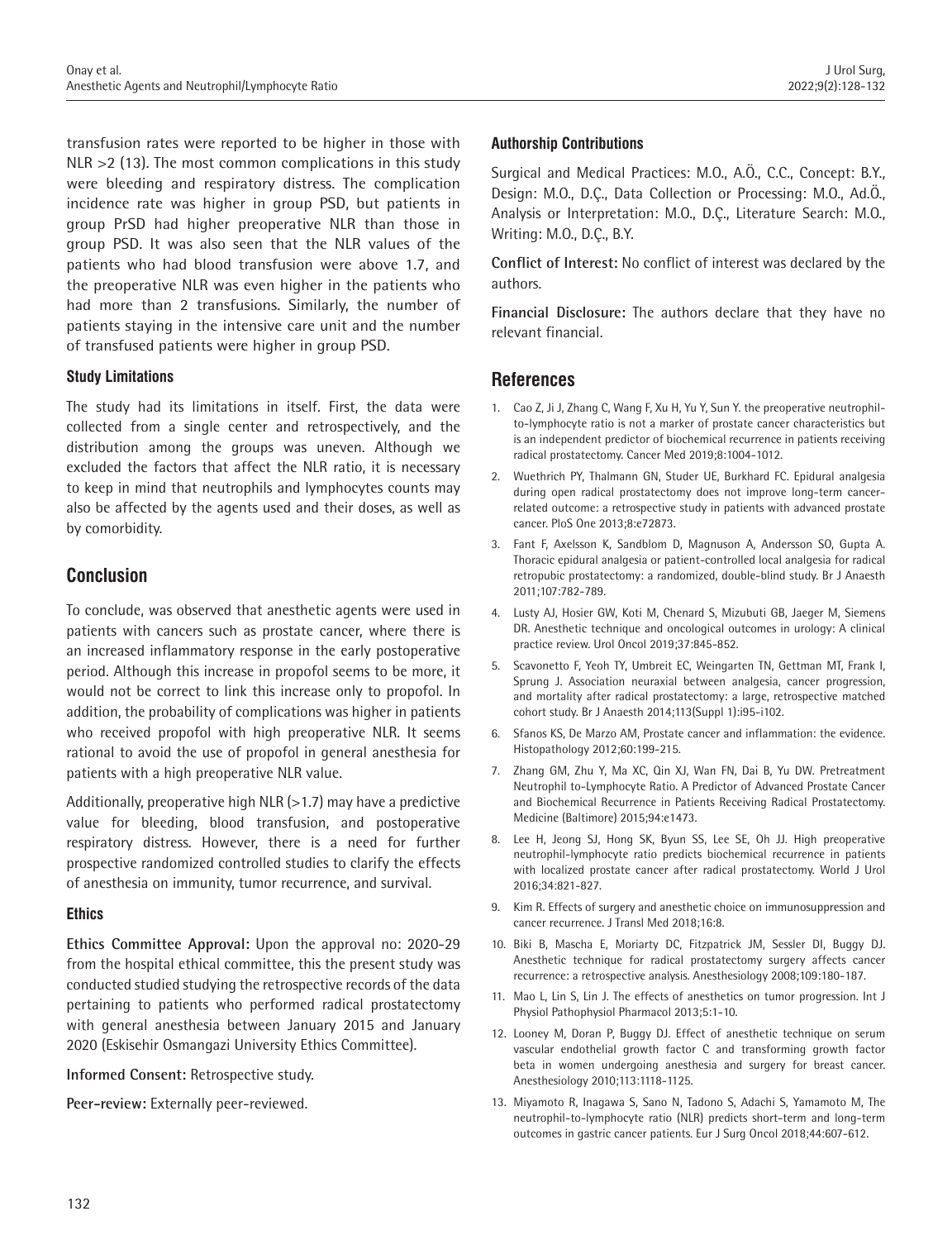transfusion rates were reported to be higher in those with NLR >2 (13). The most common complications in this study were bleeding and respiratory distress. The complication incidence rate was higher in group PSD, but patients in group PrSD had higher preoperative NLR than those in group PSD. It was also seen that the NLR values of the patients who had blood transfusion were above 1.7, and the preoperative NLR was even higher in the patients who had more than 2 transfusions. Similarly, the number of patients staying in the intensive care unit and the number of transfused patients were higher in group PSD.

### Study Limitations

The study had its limitations in itself. First, the data were collected from a single center and retrospectively, and the distribution among the groups was uneven. Although we excluded the factors that affect the NLR ratio, it is necessary to keep in mind that neutrophils and lymphocytes counts may also be affected by the agents used and their doses, as well as by comorbidity.

## Conclusion

To conclude, was observed that anesthetic agents were used in patients with cancers such as prostate cancer, where there is an increased inflammatory response in the early postoperative period. Although this increase in propofol seems to be more, it would not be correct to link this increase only to propofol. In addition, the probability of complications was higher in patients who received propofol with high preoperative NLR. It seems rational to avoid the use of propofol in general anesthesia for patients with a high preoperative NLR value.

Additionally, preoperative high NLR (>1.7) may have a predictive value for bleeding, blood transfusion, and postoperative respiratory distress. However, there is a need for further prospective randomized controlled studies to clarify the effects of anesthesia on immunity, tumor recurrence, and survival.

### Ethics

**Ethics Committee Approval:** Upon the approval no: 2020-29 from the hospital ethical committee, this the present study was conducted studied studying the retrospective records of the data pertaining to patients who performed radical prostatectomy with general anesthesia between January 2015 and January 2020 (Eskisehir Osmangazi University Ethics Committee).

**Informed Consent:** Retrospective study.

**Peer-review:** Externally peer-reviewed.

### Authorship Contributions

Surgical and Medical Practices: M.O., A.Ö., C.C., Concept: B.Y., Design: M.O., D.Ç., Data Collection or Processing: M.O., Ad.Ö., Analysis or Interpretation: M.O., D.Ç., Literature Search: M.O., Writing: M.O., D.Ç., B.Y.

**Conflict of Interest:** No conflict of interest was declared by the authors.

**Financial Disclosure:** The authors declare that they have no relevant financial.

## References

1. Cao Z, Ji J, Zhang C, Wang F, Xu H, Yu Y, Sun Y. the preoperative neutrophil-to-lymphocyte ratio is not a marker of prostate cancer characteristics but is an independent predictor of biochemical recurrence in patients receiving radical prostatectomy. Cancer Med 2019;8:1004-1012.
2. Wuethrich PY, Thalmann GN, Studer UE, Burkhard FC. Epidural analgesia during open radical prostatectomy does not improve long-term cancer-related outcome: a retrospective study in patients with advanced prostate cancer. PloS One 2013;8:e72873.
3. Fant F, Axelsson K, Sandblom D, Magnuson A, Andersson SO, Gupta A. Thoracic epidural analgesia or patient-controlled local analgesia for radical retropubic prostatectomy: a randomized, double-blind study. Br J Anaesth 2011;107:782-789.
4. Lusty AJ, Hosier GW, Koti M, Chenard S, Mizubuti GB, Jaeger M, Siemens DR. Anesthetic technique and oncological outcomes in urology: A clinical practice review. Urol Oncol 2019;37:845-852.
5. Scavonetto F, Yeoh TY, Umbreit EC, Weingarten TN, Gettman MT, Frank I, Sprung J. Association neuraxial between analgesia, cancer progression, and mortality after radical prostatectomy: a large, retrospective matched cohort study. Br J Anaesth 2014;113(Suppl 1):i95-i102.
6. Sfanos KS, De Marzo AM, Prostate cancer and inflammation: the evidence. Histopathology 2012;60:199-215.
7. Zhang GM, Zhu Y, Ma XC, Qin XJ, Wan FN, Dai B, Yu DW. Pretreatment Neutrophil to-Lymphocyte Ratio. A Predictor of Advanced Prostate Cancer and Biochemical Recurrence in Patients Receiving Radical Prostatectomy. Medicine (Baltimore) 2015;94:e1473.
8. Lee H, Jeong SJ, Hong SK, Byun SS, Lee SE, Oh JJ. High preoperative neutrophil-lymphocyte ratio predicts biochemical recurrence in patients with localized prostate cancer after radical prostatectomy. World J Urol 2016;34:821-827.
9. Kim R. Effects of surgery and anesthetic choice on immunosuppression and cancer recurrence. J Transl Med 2018;16:8.
10. Biki B, Mascha E, Moriarty DC, Fitzpatrick JM, Sessler DI, Buggy DJ. Anesthetic technique for radical prostatectomy surgery affects cancer recurrence: a retrospective analysis. Anesthesiology 2008;109:180-187.
11. Mao L, Lin S, Lin J. The effects of anesthetics on tumor progression. Int J Physiol Pathophysiol Pharmacol 2013;5:1-10.
12. Looney M, Doran P, Buggy DJ. Effect of anesthetic technique on serum vascular endothelial growth factor C and transforming growth factor beta in women undergoing anesthesia and surgery for breast cancer. Anesthesiology 2010;113:1118-1125.
13. Miyamoto R, Inagawa S, Sano N, Tadono S, Adachi S, Yamamoto M, The neutrophil-to-lymphocyte ratio (NLR) predicts short-term and long-term outcomes in gastric cancer patients. Eur J Surg Oncol 2018;44:607-612.